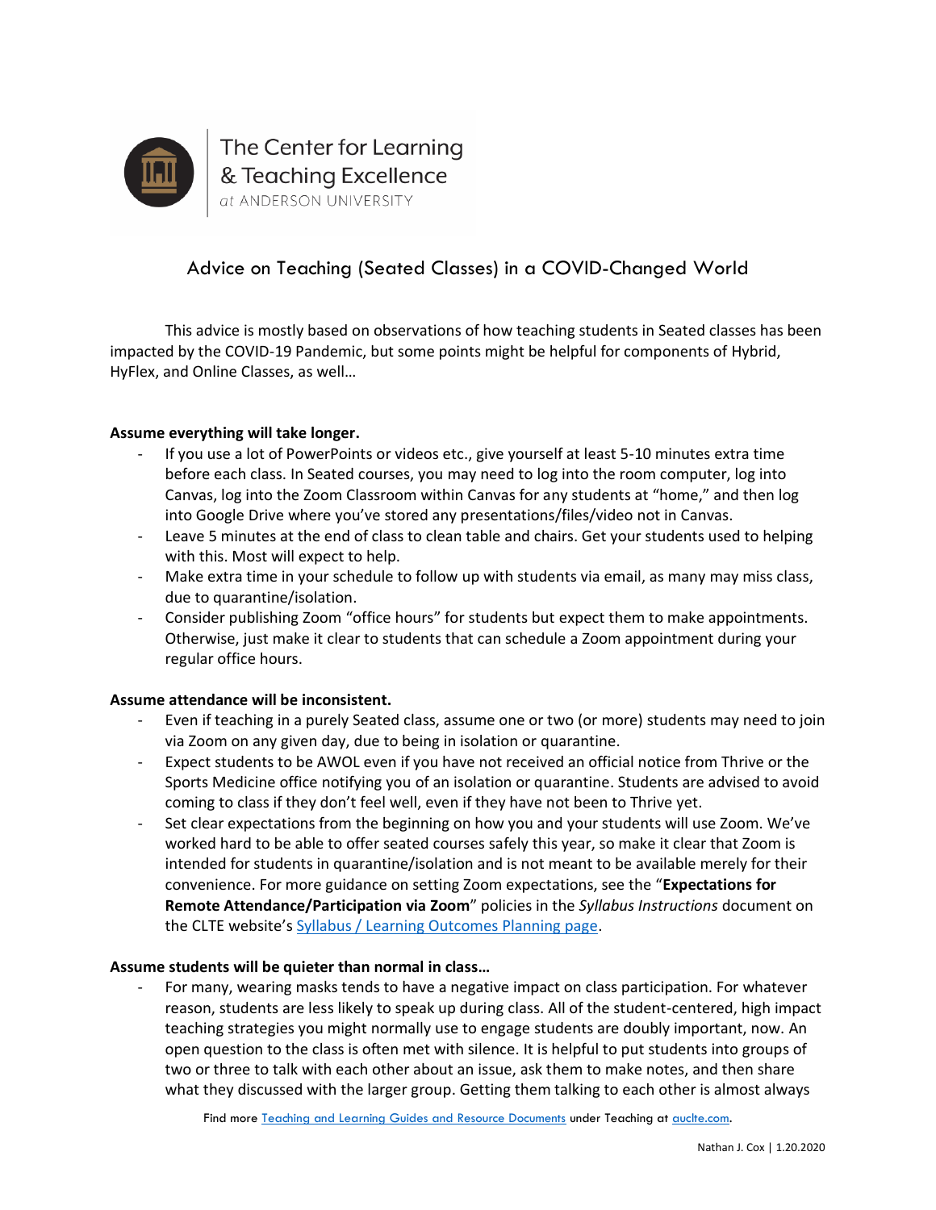The Center for Learning & Teaching Excellence
*at* ANDERSON UNIVERSITY

# Advice on Teaching (Seated Classes) in a COVID-Changed World

This advice is mostly based on observations of how teaching students in Seated classes has been impacted by the COVID-19 Pandemic, but some points might be helpful for components of Hybrid, HyFlex, and Online Classes, as well…

**Assume everything will take longer.**

- If you use a lot of PowerPoints or videos etc., give yourself at least 5-10 minutes extra time before each class. In Seated courses, you may need to log into the room computer, log into Canvas, log into the Zoom Classroom within Canvas for any students at "home," and then log into Google Drive where you've stored any presentations/files/video not in Canvas.
- Leave 5 minutes at the end of class to clean table and chairs. Get your students used to helping with this. Most will expect to help.
- Make extra time in your schedule to follow up with students via email, as many may miss class, due to quarantine/isolation.
- Consider publishing Zoom "office hours" for students but expect them to make appointments. Otherwise, just make it clear to students that can schedule a Zoom appointment during your regular office hours.

**Assume attendance will be inconsistent.**

- Even if teaching in a purely Seated class, assume one or two (or more) students may need to join via Zoom on any given day, due to being in isolation or quarantine.
- Expect students to be AWOL even if you have not received an official notice from Thrive or the Sports Medicine office notifying you of an isolation or quarantine. Students are advised to avoid coming to class if they don't feel well, even if they have not been to Thrive yet.
- Set clear expectations from the beginning on how you and your students will use Zoom. We've worked hard to be able to offer seated courses safely this year, so make it clear that Zoom is intended for students in quarantine/isolation and is not meant to be available merely for their convenience. For more guidance on setting Zoom expectations, see the "**Expectations for Remote Attendance/Participation via Zoom**" policies in the *Syllabus Instructions* document on the CLTE website's [Syllabus / Learning Outcomes Planning page](#).

**Assume students will be quieter than normal in class…**

- For many, wearing masks tends to have a negative impact on class participation. For whatever reason, students are less likely to speak up during class. All of the student-centered, high impact teaching strategies you might normally use to engage students are doubly important, now. An open question to the class is often met with silence. It is helpful to put students into groups of two or three to talk with each other about an issue, ask them to make notes, and then share what they discussed with the larger group. Getting them talking to each other is almost always

Find more [Teaching and Learning Guides and Resource Documents](#) under Teaching at [auclte.com](#).

Nathan J. Cox | 1.20.2020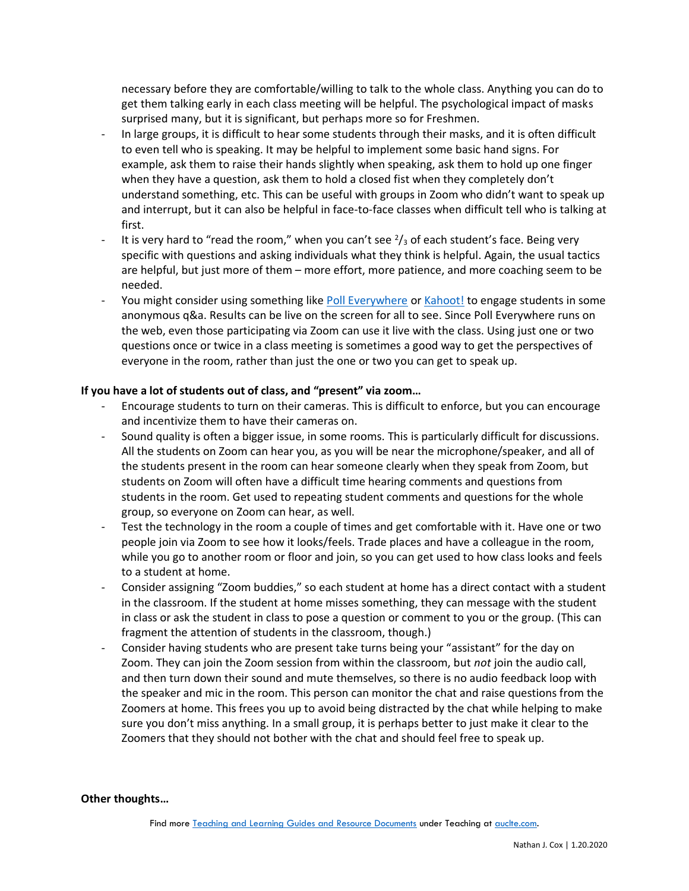necessary before they are comfortable/willing to talk to the whole class. Anything you can do to get them talking early in each class meeting will be helpful. The psychological impact of masks surprised many, but it is significant, but perhaps more so for Freshmen.

- In large groups, it is difficult to hear some students through their masks, and it is often difficult to even tell who is speaking. It may be helpful to implement some basic hand signs. For example, ask them to raise their hands slightly when speaking, ask them to hold up one finger when they have a question, ask them to hold a closed fist when they completely don't understand something, etc. This can be useful with groups in Zoom who didn't want to speak up and interrupt, but it can also be helpful in face-to-face classes when difficult tell who is talking at first.
- It is very hard to "read the room," when you can't see $^2/_3$ of each student's face. Being very specific with questions and asking individuals what they think is helpful. Again, the usual tactics are helpful, but just more of them – more effort, more patience, and more coaching seem to be needed.
- You might consider using something like [Poll Everywhere]() or [Kahoot!]() to engage students in some anonymous q&a. Results can be live on the screen for all to see. Since Poll Everywhere runs on the web, even those participating via Zoom can use it live with the class. Using just one or two questions once or twice in a class meeting is sometimes a good way to get the perspectives of everyone in the room, rather than just the one or two you can get to speak up.

**If you have a lot of students out of class, and "present" via zoom…**

- Encourage students to turn on their cameras. This is difficult to enforce, but you can encourage and incentivize them to have their cameras on.
- Sound quality is often a bigger issue, in some rooms. This is particularly difficult for discussions. All the students on Zoom can hear you, as you will be near the microphone/speaker, and all of the students present in the room can hear someone clearly when they speak from Zoom, but students on Zoom will often have a difficult time hearing comments and questions from students in the room. Get used to repeating student comments and questions for the whole group, so everyone on Zoom can hear, as well.
- Test the technology in the room a couple of times and get comfortable with it. Have one or two people join via Zoom to see how it looks/feels. Trade places and have a colleague in the room, while you go to another room or floor and join, so you can get used to how class looks and feels to a student at home.
- Consider assigning "Zoom buddies," so each student at home has a direct contact with a student in the classroom. If the student at home misses something, they can message with the student in class or ask the student in class to pose a question or comment to you or the group. (This can fragment the attention of students in the classroom, though.)
- Consider having students who are present take turns being your "assistant" for the day on Zoom. They can join the Zoom session from within the classroom, but *not* join the audio call, and then turn down their sound and mute themselves, so there is no audio feedback loop with the speaker and mic in the room. This person can monitor the chat and raise questions from the Zoomers at home. This frees you up to avoid being distracted by the chat while helping to make sure you don't miss anything. In a small group, it is perhaps better to just make it clear to the Zoomers that they should not bother with the chat and should feel free to speak up.

**Other thoughts…**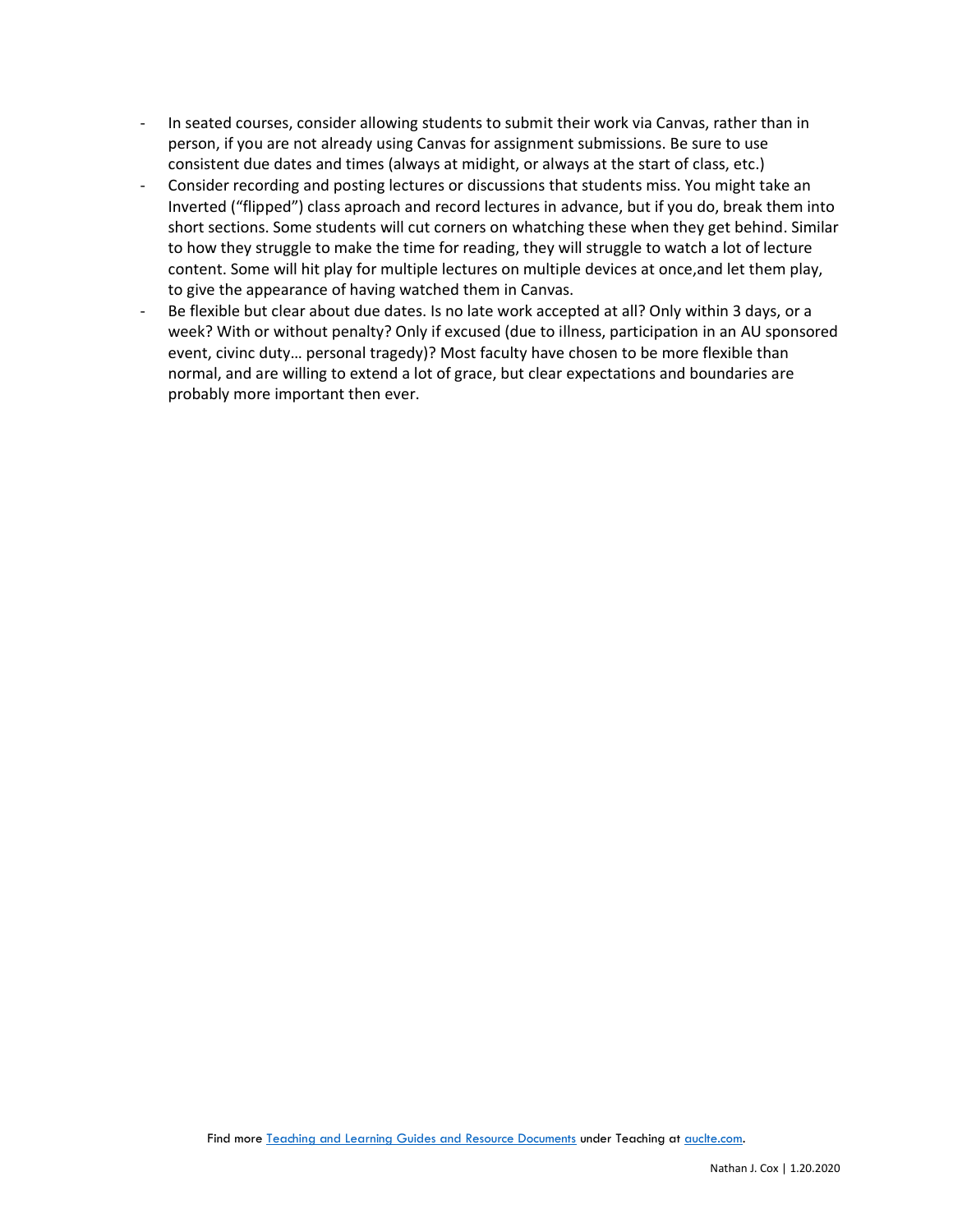- In seated courses, consider allowing students to submit their work via Canvas, rather than in person, if you are not already using Canvas for assignment submissions. Be sure to use consistent due dates and times (always at midight, or always at the start of class, etc.)
- Consider recording and posting lectures or discussions that students miss. You might take an Inverted ("flipped") class aproach and record lectures in advance, but if you do, break them into short sections. Some students will cut corners on whatching these when they get behind. Similar to how they struggle to make the time for reading, they will struggle to watch a lot of lecture content. Some will hit play for multiple lectures on multiple devices at once,and let them play, to give the appearance of having watched them in Canvas.
- Be flexible but clear about due dates. Is no late work accepted at all? Only within 3 days, or a week? With or without penalty? Only if excused (due to illness, participation in an AU sponsored event, civinc duty… personal tragedy)? Most faculty have chosen to be more flexible than normal, and are willing to extend a lot of grace, but clear expectations and boundaries are probably more important then ever.

Find more [Teaching and Learning Guides and Resource Documents](https://auclte.com) under Teaching at [auclte.com](https://auclte.com).

Nathan J. Cox | 1.20.2020